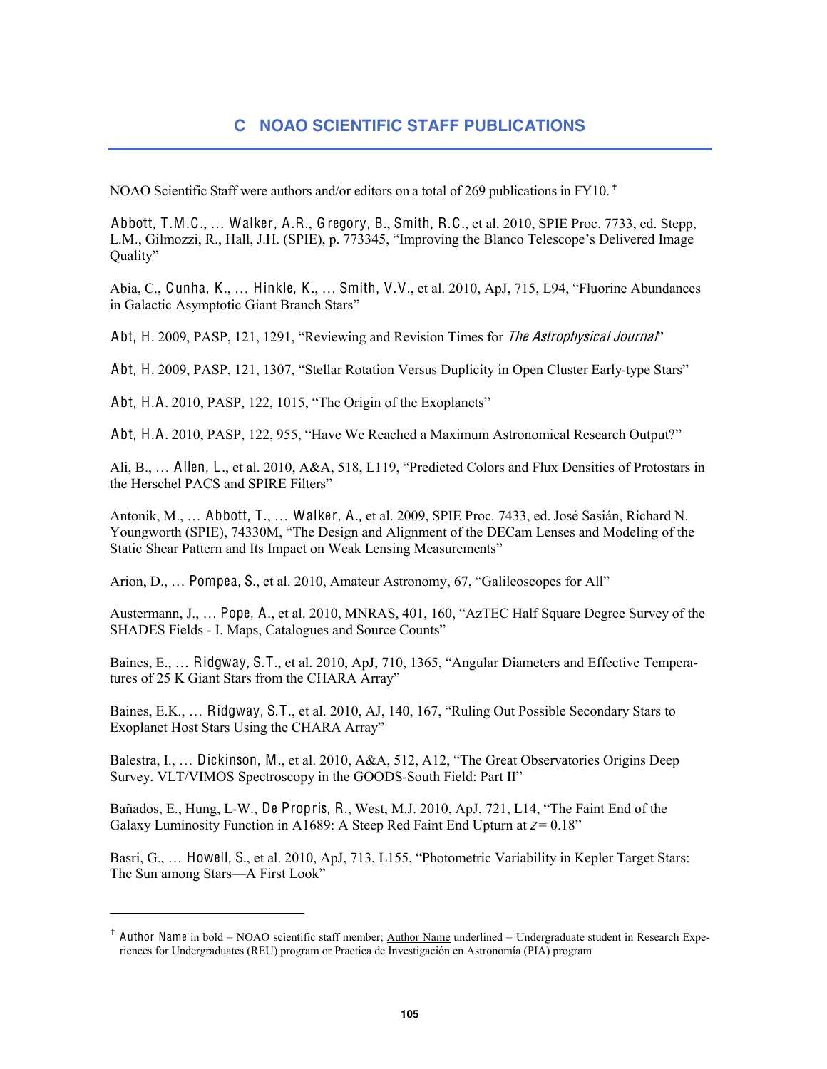# C NOAO SCIENTIFIC STAFF PUBLICATIONS

NOAO Scientific Staff were authors and/or editors on a total of 269 publications in FY10.[†]

**Abbott, T.M.C.**, … **Walker, A.R.**, **Gregory, B.**, **Smith, R.C.**, et al. 2010, SPIE Proc. 7733, ed. Stepp, L.M., Gilmozzi, R., Hall, J.H. (SPIE), p. 773345, "Improving the Blanco Telescope's Delivered Image Quality"

Abia, C., **Cunha, K.**, … **Hinkle, K.**, … **Smith, V.V.**, et al. 2010, ApJ, 715, L94, "Fluorine Abundances in Galactic Asymptotic Giant Branch Stars"

**Abt, H.** 2009, PASP, 121, 1291, "Reviewing and Revision Times for *The Astrophysical Journal*"

**Abt, H.** 2009, PASP, 121, 1307, "Stellar Rotation Versus Duplicity in Open Cluster Early-type Stars"

**Abt, H.A.** 2010, PASP, 122, 1015, "The Origin of the Exoplanets"

**Abt, H.A.** 2010, PASP, 122, 955, "Have We Reached a Maximum Astronomical Research Output?"

Ali, B., … **Allen, L.**, et al. 2010, A&A, 518, L119, "Predicted Colors and Flux Densities of Protostars in the Herschel PACS and SPIRE Filters"

Antonik, M., … **Abbott, T.**, … **Walker, A.**, et al. 2009, SPIE Proc. 7433, ed. José Sasián, Richard N. Youngworth (SPIE), 74330M, "The Design and Alignment of the DECam Lenses and Modeling of the Static Shear Pattern and Its Impact on Weak Lensing Measurements"

Arion, D., … **Pompea, S.**, et al. 2010, Amateur Astronomy, 67, "Galileoscopes for All"

Austermann, J., … **Pope, A.**, et al. 2010, MNRAS, 401, 160, "AzTEC Half Square Degree Survey of the SHADES Fields - I. Maps, Catalogues and Source Counts"

Baines, E., … **Ridgway, S.T.**, et al. 2010, ApJ, 710, 1365, "Angular Diameters and Effective Temperatures of 25 K Giant Stars from the CHARA Array"

Baines, E.K., … **Ridgway, S.T.**, et al. 2010, AJ, 140, 167, "Ruling Out Possible Secondary Stars to Exoplanet Host Stars Using the CHARA Array"

Balestra, I., … **Dickinson, M.**, et al. 2010, A&A, 512, A12, "The Great Observatories Origins Deep Survey. VLT/VIMOS Spectroscopy in the GOODS-South Field: Part II"

Bañados, E., Hung, L-W., **De Propris, R.**, West, M.J. 2010, ApJ, 721, L14, "The Faint End of the Galaxy Luminosity Function in A1689: A Steep Red Faint End Upturn at $z = 0.18$"

Basri, G., … **Howell, S.**, et al. 2010, ApJ, 713, L155, "Photometric Variability in Kepler Target Stars: The Sun among Stars—A First Look"

---

[†] **Author Name** in bold = NOAO scientific staff member; Author Name underlined = Undergraduate student in Research Experiences for Undergraduates (REU) program or Practica de Investigación en Astronomía (PIA) program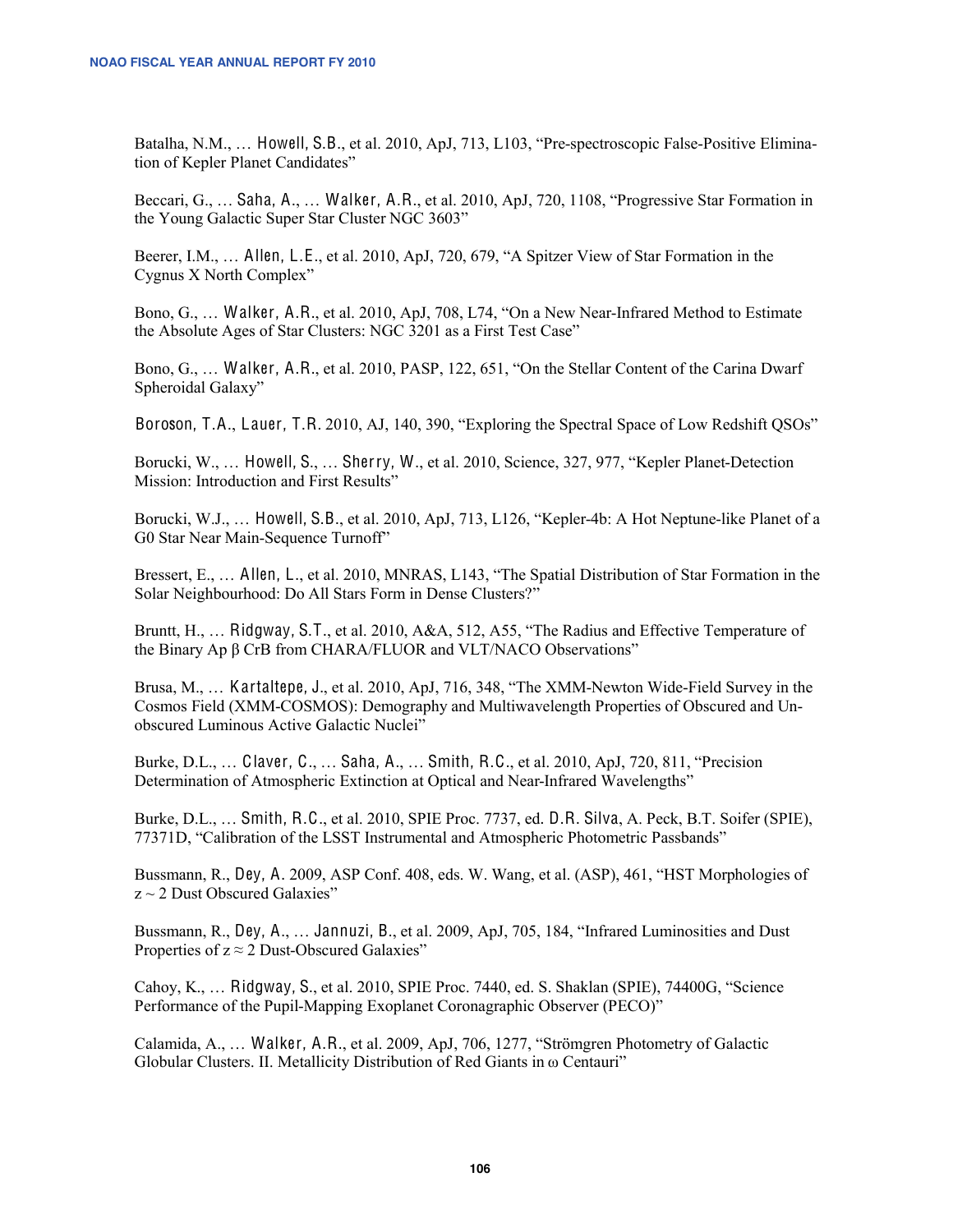Batalha, N.M., … Howell, S.B., et al. 2010, ApJ, 713, L103, "Pre-spectroscopic False-Positive Elimination of Kepler Planet Candidates"

Beccari, G., … Saha, A., … Walker, A.R., et al. 2010, ApJ, 720, 1108, "Progressive Star Formation in the Young Galactic Super Star Cluster NGC 3603"

Beerer, I.M., … Allen, L.E., et al. 2010, ApJ, 720, 679, "A Spitzer View of Star Formation in the Cygnus X North Complex"

Bono, G., … Walker, A.R., et al. 2010, ApJ, 708, L74, "On a New Near-Infrared Method to Estimate the Absolute Ages of Star Clusters: NGC 3201 as a First Test Case"

Bono, G., … Walker, A.R., et al. 2010, PASP, 122, 651, "On the Stellar Content of the Carina Dwarf Spheroidal Galaxy"

Boroson, T.A., Lauer, T.R. 2010, AJ, 140, 390, "Exploring the Spectral Space of Low Redshift QSOs"

Borucki, W., … Howell, S., … Sherry, W., et al. 2010, Science, 327, 977, "Kepler Planet-Detection Mission: Introduction and First Results"

Borucki, W.J., … Howell, S.B., et al. 2010, ApJ, 713, L126, "Kepler-4b: A Hot Neptune-like Planet of a G0 Star Near Main-Sequence Turnoff"

Bressert, E., … Allen, L., et al. 2010, MNRAS, L143, "The Spatial Distribution of Star Formation in the Solar Neighbourhood: Do All Stars Form in Dense Clusters?"

Bruntt, H., … Ridgway, S.T., et al. 2010, A&A, 512, A55, "The Radius and Effective Temperature of the Binary Ap β CrB from CHARA/FLUOR and VLT/NACO Observations"

Brusa, M., … Kartaltepe, J., et al. 2010, ApJ, 716, 348, "The XMM-Newton Wide-Field Survey in the Cosmos Field (XMM-COSMOS): Demography and Multiwavelength Properties of Obscured and Unobscured Luminous Active Galactic Nuclei"

Burke, D.L., … Claver, C., … Saha, A., … Smith, R.C., et al. 2010, ApJ, 720, 811, "Precision Determination of Atmospheric Extinction at Optical and Near-Infrared Wavelengths"

Burke, D.L., … Smith, R.C., et al. 2010, SPIE Proc. 7737, ed. D.R. Silva, A. Peck, B.T. Soifer (SPIE), 77371D, "Calibration of the LSST Instrumental and Atmospheric Photometric Passbands"

Bussmann, R., Dey, A. 2009, ASP Conf. 408, eds. W. Wang, et al. (ASP), 461, "HST Morphologies of $z \sim 2$ Dust Obscured Galaxies"

Bussmann, R., Dey, A., … Jannuzi, B., et al. 2009, ApJ, 705, 184, "Infrared Luminosities and Dust Properties of $z \approx 2$ Dust-Obscured Galaxies"

Cahoy, K., … Ridgway, S., et al. 2010, SPIE Proc. 7440, ed. S. Shaklan (SPIE), 74400G, "Science Performance of the Pupil-Mapping Exoplanet Coronagraphic Observer (PECO)"

Calamida, A., … Walker, A.R., et al. 2009, ApJ, 706, 1277, "Strömgren Photometry of Galactic Globular Clusters. II. Metallicity Distribution of Red Giants in ω Centauri"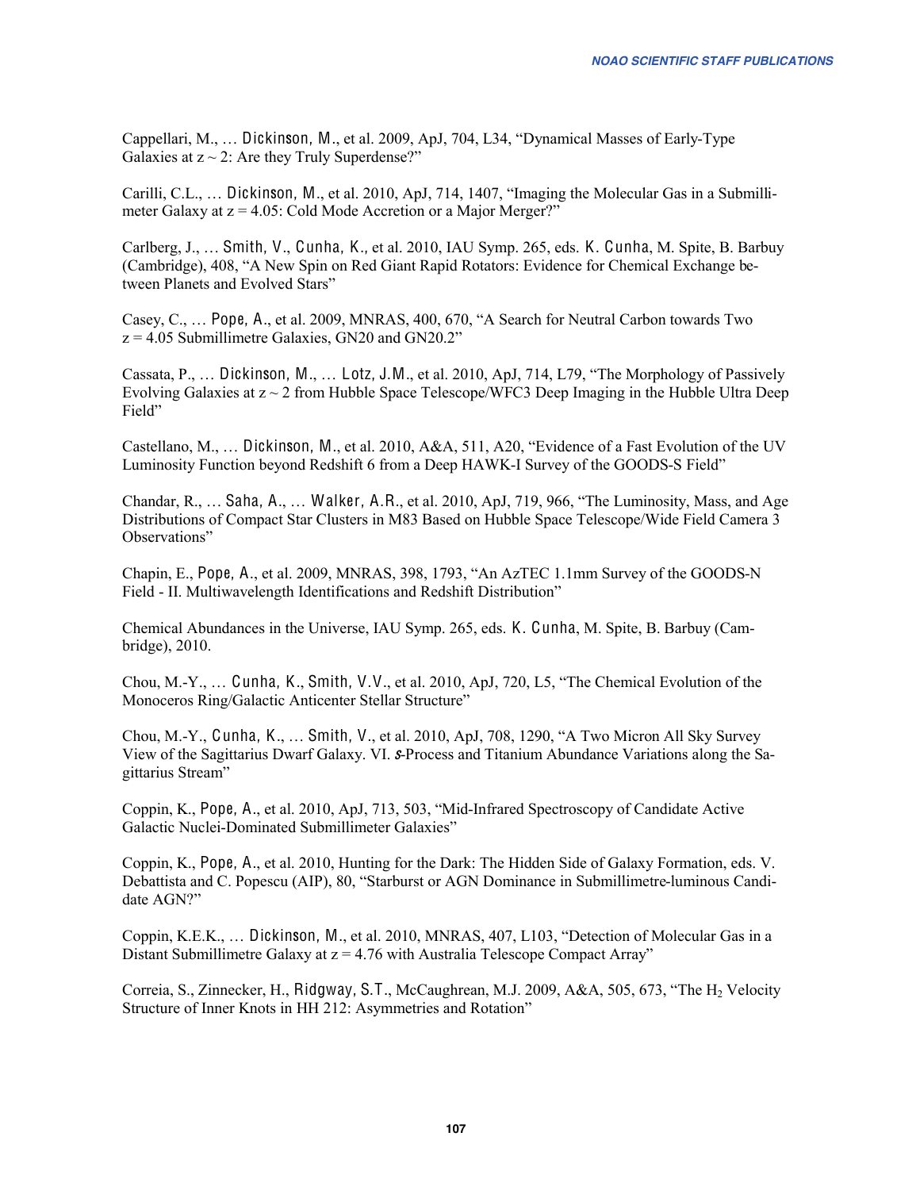Cappellari, M., … Dickinson, M., et al. 2009, ApJ, 704, L34, "Dynamical Masses of Early-Type Galaxies at z ~ 2: Are they Truly Superdense?"

Carilli, C.L., … Dickinson, M., et al. 2010, ApJ, 714, 1407, "Imaging the Molecular Gas in a Submillimeter Galaxy at z = 4.05: Cold Mode Accretion or a Major Merger?"

Carlberg, J., … Smith, V., Cunha, K., et al. 2010, IAU Symp. 265, eds. K. Cunha, M. Spite, B. Barbuy (Cambridge), 408, "A New Spin on Red Giant Rapid Rotators: Evidence for Chemical Exchange between Planets and Evolved Stars"

Casey, C., … Pope, A., et al. 2009, MNRAS, 400, 670, "A Search for Neutral Carbon towards Two z = 4.05 Submillimetre Galaxies, GN20 and GN20.2"

Cassata, P., … Dickinson, M., … Lotz, J.M., et al. 2010, ApJ, 714, L79, "The Morphology of Passively Evolving Galaxies at z ~ 2 from Hubble Space Telescope/WFC3 Deep Imaging in the Hubble Ultra Deep Field"

Castellano, M., … Dickinson, M., et al. 2010, A&A, 511, A20, "Evidence of a Fast Evolution of the UV Luminosity Function beyond Redshift 6 from a Deep HAWK-I Survey of the GOODS-S Field"

Chandar, R., … Saha, A., … Walker, A.R., et al. 2010, ApJ, 719, 966, "The Luminosity, Mass, and Age Distributions of Compact Star Clusters in M83 Based on Hubble Space Telescope/Wide Field Camera 3 Observations"

Chapin, E., Pope, A., et al. 2009, MNRAS, 398, 1793, "An AzTEC 1.1mm Survey of the GOODS-N Field - II. Multiwavelength Identifications and Redshift Distribution"

Chemical Abundances in the Universe, IAU Symp. 265, eds. K. Cunha, M. Spite, B. Barbuy (Cambridge), 2010.

Chou, M.-Y., … Cunha, K., Smith, V.V., et al. 2010, ApJ, 720, L5, "The Chemical Evolution of the Monoceros Ring/Galactic Anticenter Stellar Structure"

Chou, M.-Y., Cunha, K., … Smith, V., et al. 2010, ApJ, 708, 1290, "A Two Micron All Sky Survey View of the Sagittarius Dwarf Galaxy. VI. *s*-Process and Titanium Abundance Variations along the Sagittarius Stream"

Coppin, K., Pope, A., et al. 2010, ApJ, 713, 503, "Mid-Infrared Spectroscopy of Candidate Active Galactic Nuclei-Dominated Submillimeter Galaxies"

Coppin, K., Pope, A., et al. 2010, Hunting for the Dark: The Hidden Side of Galaxy Formation, eds. V. Debattista and C. Popescu (AIP), 80, "Starburst or AGN Dominance in Submillimetre-luminous Candidate AGN?"

Coppin, K.E.K., … Dickinson, M., et al. 2010, MNRAS, 407, L103, "Detection of Molecular Gas in a Distant Submillimetre Galaxy at z = 4.76 with Australia Telescope Compact Array"

Correia, S., Zinnecker, H., Ridgway, S.T., McCaughrean, M.J. 2009, A&A, 505, 673, "The $H_2$ Velocity Structure of Inner Knots in HH 212: Asymmetries and Rotation"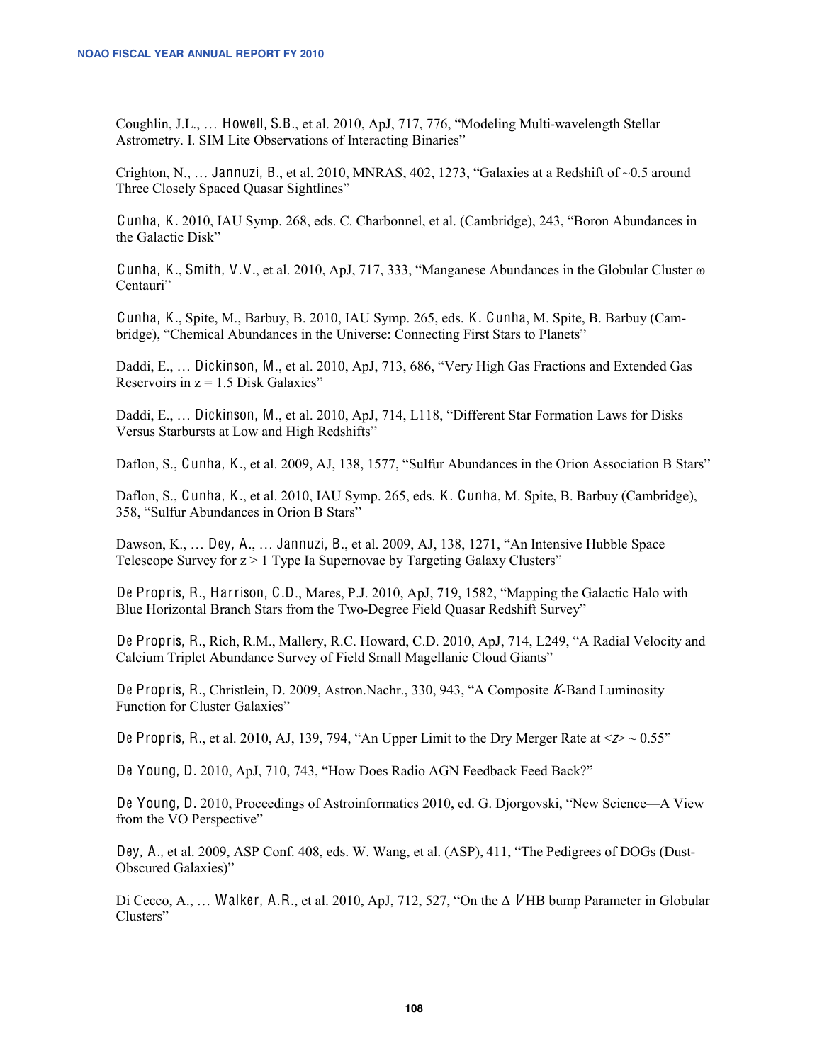Coughlin, J.L., … Howell, S.B., et al. 2010, ApJ, 717, 776, "Modeling Multi-wavelength Stellar Astrometry. I. SIM Lite Observations of Interacting Binaries"

Crighton, N., … Jannuzi, B., et al. 2010, MNRAS, 402, 1273, "Galaxies at a Redshift of ~0.5 around Three Closely Spaced Quasar Sightlines"

Cunha, K. 2010, IAU Symp. 268, eds. C. Charbonnel, et al. (Cambridge), 243, "Boron Abundances in the Galactic Disk"

Cunha, K., Smith, V.V., et al. 2010, ApJ, 717, 333, "Manganese Abundances in the Globular Cluster ω Centauri"

Cunha, K., Spite, M., Barbuy, B. 2010, IAU Symp. 265, eds. K. Cunha, M. Spite, B. Barbuy (Cambridge), "Chemical Abundances in the Universe: Connecting First Stars to Planets"

Daddi, E., … Dickinson, M., et al. 2010, ApJ, 713, 686, "Very High Gas Fractions and Extended Gas Reservoirs in z = 1.5 Disk Galaxies"

Daddi, E., … Dickinson, M., et al. 2010, ApJ, 714, L118, "Different Star Formation Laws for Disks Versus Starbursts at Low and High Redshifts"

Daflon, S., Cunha, K., et al. 2009, AJ, 138, 1577, "Sulfur Abundances in the Orion Association B Stars"

Daflon, S., Cunha, K., et al. 2010, IAU Symp. 265, eds. K. Cunha, M. Spite, B. Barbuy (Cambridge), 358, "Sulfur Abundances in Orion B Stars"

Dawson, K., … Dey, A., … Jannuzi, B., et al. 2009, AJ, 138, 1271, "An Intensive Hubble Space Telescope Survey for z > 1 Type Ia Supernovae by Targeting Galaxy Clusters"

De Propris, R., Harrison, C.D., Mares, P.J. 2010, ApJ, 719, 1582, "Mapping the Galactic Halo with Blue Horizontal Branch Stars from the Two-Degree Field Quasar Redshift Survey"

De Propris, R., Rich, R.M., Mallery, R.C. Howard, C.D. 2010, ApJ, 714, L249, "A Radial Velocity and Calcium Triplet Abundance Survey of Field Small Magellanic Cloud Giants"

De Propris, R., Christlein, D. 2009, Astron.Nachr., 330, 943, "A Composite *K*-Band Luminosity Function for Cluster Galaxies"

De Propris, R., et al. 2010, AJ, 139, 794, "An Upper Limit to the Dry Merger Rate at $<z> \sim 0.55$"

De Young, D. 2010, ApJ, 710, 743, "How Does Radio AGN Feedback Feed Back?"

De Young, D. 2010, Proceedings of Astroinformatics 2010, ed. G. Djorgovski, "New Science—A View from the VO Perspective"

Dey, A., et al. 2009, ASP Conf. 408, eds. W. Wang, et al. (ASP), 411, "The Pedigrees of DOGs (Dust-Obscured Galaxies)"

Di Cecco, A., … Walker, A.R., et al. 2010, ApJ, 712, 527, "On the $\Delta V$HB bump Parameter in Globular Clusters"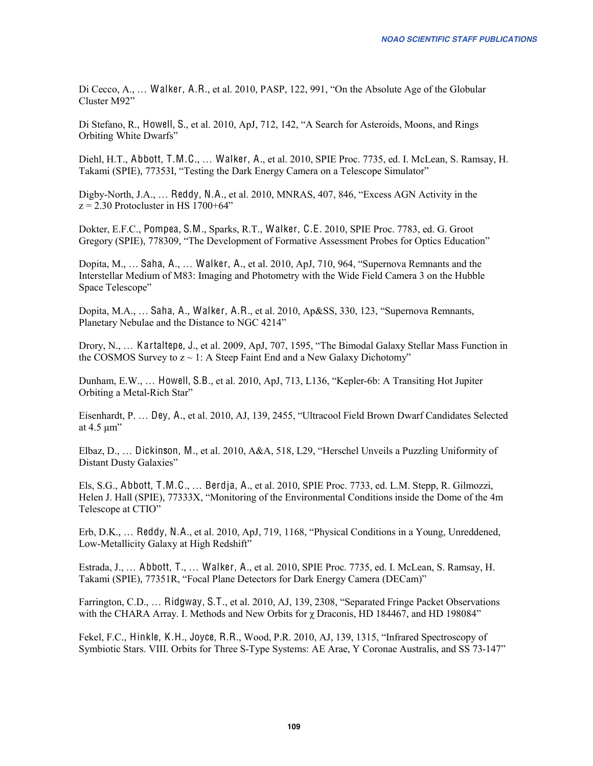Di Cecco, A., … Walker, A.R., et al. 2010, PASP, 122, 991, "On the Absolute Age of the Globular Cluster M92"

Di Stefano, R., Howell, S., et al. 2010, ApJ, 712, 142, "A Search for Asteroids, Moons, and Rings Orbiting White Dwarfs"

Diehl, H.T., Abbott, T.M.C., … Walker, A., et al. 2010, SPIE Proc. 7735, ed. I. McLean, S. Ramsay, H. Takami (SPIE), 77353I, "Testing the Dark Energy Camera on a Telescope Simulator"

Digby-North, J.A., … Reddy, N.A., et al. 2010, MNRAS, 407, 846, "Excess AGN Activity in the $z = 2.30$ Protocluster in HS 1700+64"

Dokter, E.F.C., Pompea, S.M., Sparks, R.T., Walker, C.E. 2010, SPIE Proc. 7783, ed. G. Groot Gregory (SPIE), 778309, "The Development of Formative Assessment Probes for Optics Education"

Dopita, M., … Saha, A., … Walker, A., et al. 2010, ApJ, 710, 964, "Supernova Remnants and the Interstellar Medium of M83: Imaging and Photometry with the Wide Field Camera 3 on the Hubble Space Telescope"

Dopita, M.A., … Saha, A., Walker, A.R., et al. 2010, Ap&SS, 330, 123, "Supernova Remnants, Planetary Nebulae and the Distance to NGC 4214"

Drory, N., … Kartaltepe, J., et al. 2009, ApJ, 707, 1595, "The Bimodal Galaxy Stellar Mass Function in the COSMOS Survey to $z \sim 1$: A Steep Faint End and a New Galaxy Dichotomy"

Dunham, E.W., … Howell, S.B., et al. 2010, ApJ, 713, L136, "Kepler-6b: A Transiting Hot Jupiter Orbiting a Metal-Rich Star"

Eisenhardt, P. … Dey, A., et al. 2010, AJ, 139, 2455, "Ultracool Field Brown Dwarf Candidates Selected at 4.5 μm"

Elbaz, D., … Dickinson, M., et al. 2010, A&A, 518, L29, "Herschel Unveils a Puzzling Uniformity of Distant Dusty Galaxies"

Els, S.G., Abbott, T.M.C., … Berdja, A., et al. 2010, SPIE Proc. 7733, ed. L.M. Stepp, R. Gilmozzi, Helen J. Hall (SPIE), 77333X, "Monitoring of the Environmental Conditions inside the Dome of the 4m Telescope at CTIO"

Erb, D.K., … Reddy, N.A., et al. 2010, ApJ, 719, 1168, "Physical Conditions in a Young, Unreddened, Low-Metallicity Galaxy at High Redshift"

Estrada, J., … Abbott, T., … Walker, A., et al. 2010, SPIE Proc. 7735, ed. I. McLean, S. Ramsay, H. Takami (SPIE), 77351R, "Focal Plane Detectors for Dark Energy Camera (DECam)"

Farrington, C.D., … Ridgway, S.T., et al. 2010, AJ, 139, 2308, "Separated Fringe Packet Observations with the CHARA Array. I. Methods and New Orbits for $\chi$ Draconis, HD 184467, and HD 198084"

Fekel, F.C., Hinkle, K.H., Joyce, R.R., Wood, P.R. 2010, AJ, 139, 1315, "Infrared Spectroscopy of Symbiotic Stars. VIII. Orbits for Three S-Type Systems: AE Arae, Y Coronae Australis, and SS 73-147"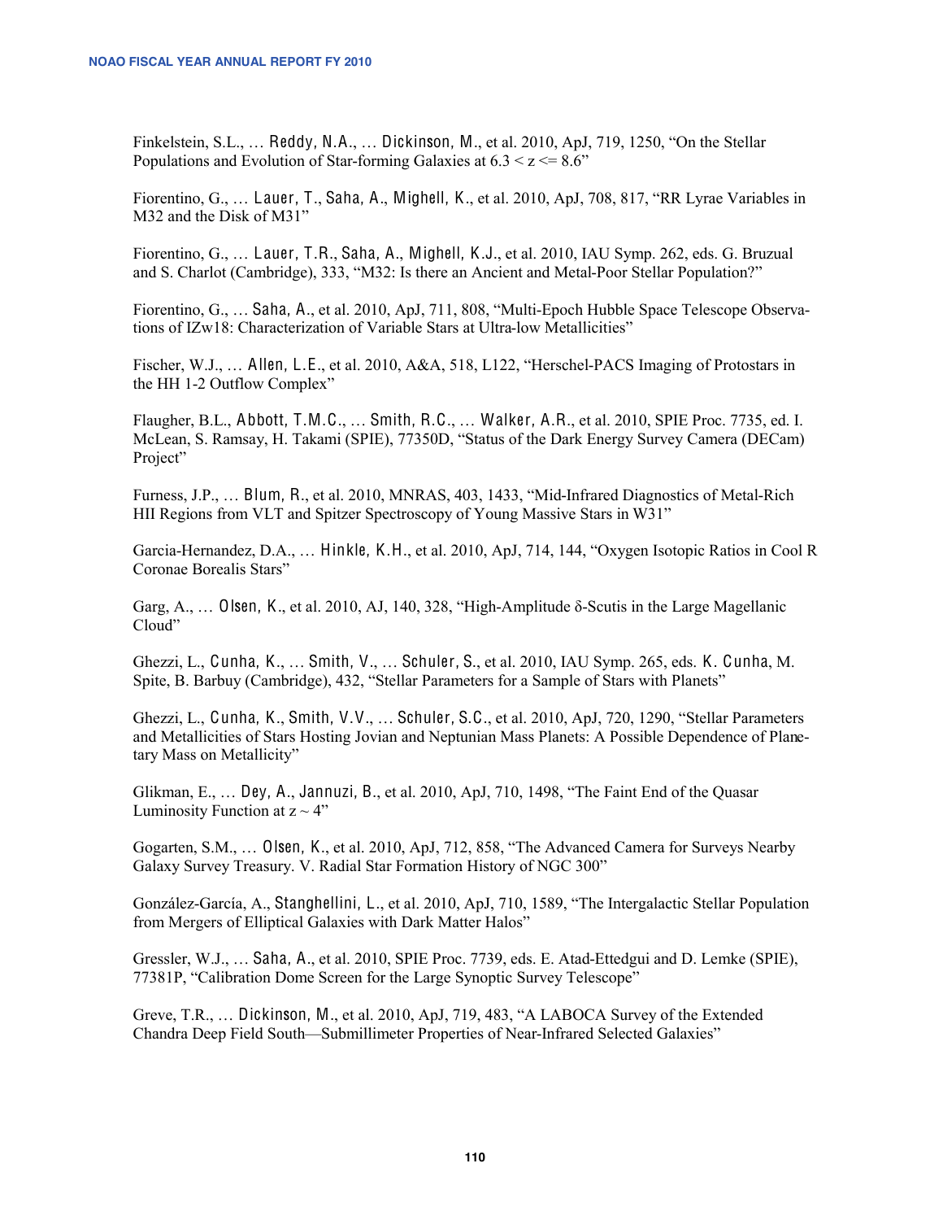Finkelstein, S.L., … Reddy, N.A., … Dickinson, M., et al. 2010, ApJ, 719, 1250, "On the Stellar Populations and Evolution of Star-forming Galaxies at $6.3 < z <= 8.6$"

Fiorentino, G., … Lauer, T., Saha, A., Mighell, K., et al. 2010, ApJ, 708, 817, "RR Lyrae Variables in M32 and the Disk of M31"

Fiorentino, G., … Lauer, T.R., Saha, A., Mighell, K.J., et al. 2010, IAU Symp. 262, eds. G. Bruzual and S. Charlot (Cambridge), 333, "M32: Is there an Ancient and Metal-Poor Stellar Population?"

Fiorentino, G., … Saha, A., et al. 2010, ApJ, 711, 808, "Multi-Epoch Hubble Space Telescope Observations of IZw18: Characterization of Variable Stars at Ultra-low Metallicities"

Fischer, W.J., … Allen, L.E., et al. 2010, A&A, 518, L122, "Herschel-PACS Imaging of Protostars in the HH 1-2 Outflow Complex"

Flaugher, B.L., Abbott, T.M.C., … Smith, R.C., … Walker, A.R., et al. 2010, SPIE Proc. 7735, ed. I. McLean, S. Ramsay, H. Takami (SPIE), 77350D, "Status of the Dark Energy Survey Camera (DECam) Project"

Furness, J.P., … Blum, R., et al. 2010, MNRAS, 403, 1433, "Mid-Infrared Diagnostics of Metal-Rich HII Regions from VLT and Spitzer Spectroscopy of Young Massive Stars in W31"

Garcia-Hernandez, D.A., … Hinkle, K.H., et al. 2010, ApJ, 714, 144, "Oxygen Isotopic Ratios in Cool R Coronae Borealis Stars"

Garg, A., … Olsen, K., et al. 2010, AJ, 140, 328, "High-Amplitude δ-Scutis in the Large Magellanic Cloud"

Ghezzi, L., Cunha, K., … Smith, V., … Schuler, S., et al. 2010, IAU Symp. 265, eds. K. Cunha, M. Spite, B. Barbuy (Cambridge), 432, "Stellar Parameters for a Sample of Stars with Planets"

Ghezzi, L., Cunha, K., Smith, V.V., … Schuler, S.C., et al. 2010, ApJ, 720, 1290, "Stellar Parameters and Metallicities of Stars Hosting Jovian and Neptunian Mass Planets: A Possible Dependence of Planetary Mass on Metallicity"

Glikman, E., … Dey, A., Jannuzi, B., et al. 2010, ApJ, 710, 1498, "The Faint End of the Quasar Luminosity Function at $z \sim 4$"

Gogarten, S.M., … Olsen, K., et al. 2010, ApJ, 712, 858, "The Advanced Camera for Surveys Nearby Galaxy Survey Treasury. V. Radial Star Formation History of NGC 300"

González-García, A., Stanghellini, L., et al. 2010, ApJ, 710, 1589, "The Intergalactic Stellar Population from Mergers of Elliptical Galaxies with Dark Matter Halos"

Gressler, W.J., … Saha, A., et al. 2010, SPIE Proc. 7739, eds. E. Atad-Ettedgui and D. Lemke (SPIE), 77381P, "Calibration Dome Screen for the Large Synoptic Survey Telescope"

Greve, T.R., … Dickinson, M., et al. 2010, ApJ, 719, 483, "A LABOCA Survey of the Extended Chandra Deep Field South—Submillimeter Properties of Near-Infrared Selected Galaxies"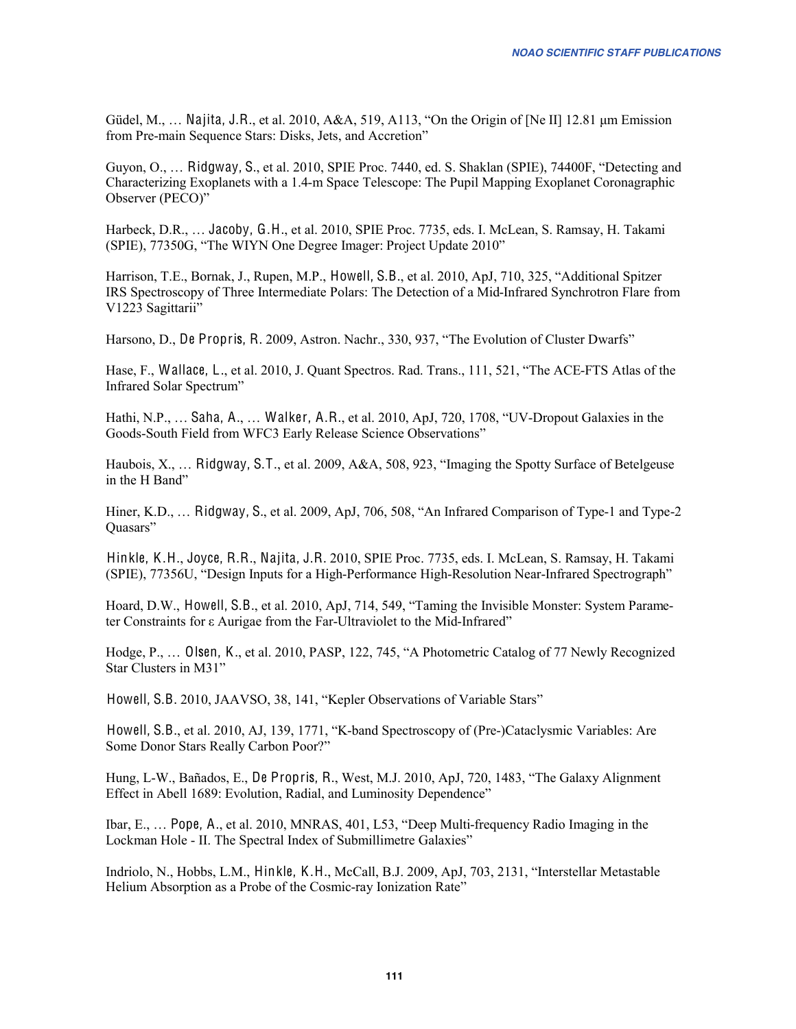Güdel, M., … Najita, J.R., et al. 2010, A&A, 519, A113, "On the Origin of [Ne II] 12.81 μm Emission from Pre-main Sequence Stars: Disks, Jets, and Accretion"

Guyon, O., … Ridgway, S., et al. 2010, SPIE Proc. 7440, ed. S. Shaklan (SPIE), 74400F, "Detecting and Characterizing Exoplanets with a 1.4-m Space Telescope: The Pupil Mapping Exoplanet Coronagraphic Observer (PECO)"

Harbeck, D.R., … Jacoby, G.H., et al. 2010, SPIE Proc. 7735, eds. I. McLean, S. Ramsay, H. Takami (SPIE), 77350G, "The WIYN One Degree Imager: Project Update 2010"

Harrison, T.E., Bornak, J., Rupen, M.P., Howell, S.B., et al. 2010, ApJ, 710, 325, "Additional Spitzer IRS Spectroscopy of Three Intermediate Polars: The Detection of a Mid-Infrared Synchrotron Flare from V1223 Sagittarii"

Harsono, D., De Propris, R. 2009, Astron. Nachr., 330, 937, "The Evolution of Cluster Dwarfs"

Hase, F., Wallace, L., et al. 2010, J. Quant Spectros. Rad. Trans., 111, 521, "The ACE-FTS Atlas of the Infrared Solar Spectrum"

Hathi, N.P., … Saha, A., … Walker, A.R., et al. 2010, ApJ, 720, 1708, "UV-Dropout Galaxies in the Goods-South Field from WFC3 Early Release Science Observations"

Haubois, X., … Ridgway, S.T., et al. 2009, A&A, 508, 923, "Imaging the Spotty Surface of Betelgeuse in the H Band"

Hiner, K.D., … Ridgway, S., et al. 2009, ApJ, 706, 508, "An Infrared Comparison of Type-1 and Type-2 Quasars"

Hinkle, K.H., Joyce, R.R., Najita, J.R. 2010, SPIE Proc. 7735, eds. I. McLean, S. Ramsay, H. Takami (SPIE), 77356U, "Design Inputs for a High-Performance High-Resolution Near-Infrared Spectrograph"

Hoard, D.W., Howell, S.B., et al. 2010, ApJ, 714, 549, "Taming the Invisible Monster: System Parameter Constraints for ε Aurigae from the Far-Ultraviolet to the Mid-Infrared"

Hodge, P., … Olsen, K., et al. 2010, PASP, 122, 745, "A Photometric Catalog of 77 Newly Recognized Star Clusters in M31"

Howell, S.B. 2010, JAAVSO, 38, 141, "Kepler Observations of Variable Stars"

Howell, S.B., et al. 2010, AJ, 139, 1771, "K-band Spectroscopy of (Pre-)Cataclysmic Variables: Are Some Donor Stars Really Carbon Poor?"

Hung, L-W., Bañados, E., De Propris, R., West, M.J. 2010, ApJ, 720, 1483, "The Galaxy Alignment Effect in Abell 1689: Evolution, Radial, and Luminosity Dependence"

Ibar, E., … Pope, A., et al. 2010, MNRAS, 401, L53, "Deep Multi-frequency Radio Imaging in the Lockman Hole - II. The Spectral Index of Submillimetre Galaxies"

Indriolo, N., Hobbs, L.M., Hinkle, K.H., McCall, B.J. 2009, ApJ, 703, 2131, "Interstellar Metastable Helium Absorption as a Probe of the Cosmic-ray Ionization Rate"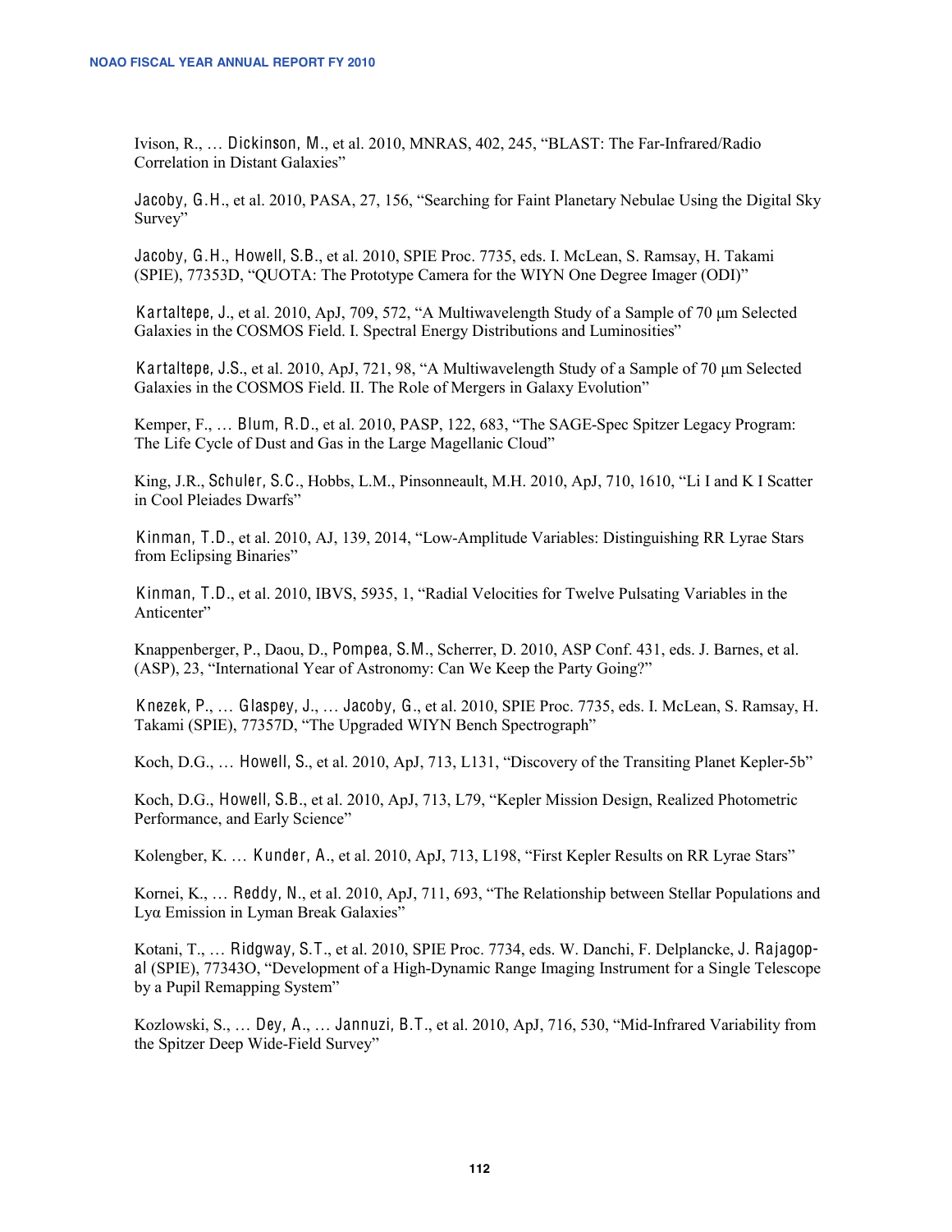Ivison, R., … Dickinson, M., et al. 2010, MNRAS, 402, 245, "BLAST: The Far-Infrared/Radio Correlation in Distant Galaxies"

Jacoby, G.H., et al. 2010, PASA, 27, 156, "Searching for Faint Planetary Nebulae Using the Digital Sky Survey"

Jacoby, G.H., Howell, S.B., et al. 2010, SPIE Proc. 7735, eds. I. McLean, S. Ramsay, H. Takami (SPIE), 77353D, "QUOTA: The Prototype Camera for the WIYN One Degree Imager (ODI)"

Kartaltepe, J., et al. 2010, ApJ, 709, 572, "A Multiwavelength Study of a Sample of 70 μm Selected Galaxies in the COSMOS Field. I. Spectral Energy Distributions and Luminosities"

Kartaltepe, J.S., et al. 2010, ApJ, 721, 98, "A Multiwavelength Study of a Sample of 70 μm Selected Galaxies in the COSMOS Field. II. The Role of Mergers in Galaxy Evolution"

Kemper, F., … Blum, R.D., et al. 2010, PASP, 122, 683, "The SAGE-Spec Spitzer Legacy Program: The Life Cycle of Dust and Gas in the Large Magellanic Cloud"

King, J.R., Schuler, S.C., Hobbs, L.M., Pinsonneault, M.H. 2010, ApJ, 710, 1610, "Li I and K I Scatter in Cool Pleiades Dwarfs"

Kinman, T.D., et al. 2010, AJ, 139, 2014, "Low-Amplitude Variables: Distinguishing RR Lyrae Stars from Eclipsing Binaries"

Kinman, T.D., et al. 2010, IBVS, 5935, 1, "Radial Velocities for Twelve Pulsating Variables in the Anticenter"

Knappenberger, P., Daou, D., Pompea, S.M., Scherrer, D. 2010, ASP Conf. 431, eds. J. Barnes, et al. (ASP), 23, "International Year of Astronomy: Can We Keep the Party Going?"

Knezek, P., … Glaspey, J., … Jacoby, G., et al. 2010, SPIE Proc. 7735, eds. I. McLean, S. Ramsay, H. Takami (SPIE), 77357D, "The Upgraded WIYN Bench Spectrograph"

Koch, D.G., … Howell, S., et al. 2010, ApJ, 713, L131, "Discovery of the Transiting Planet Kepler-5b"

Koch, D.G., Howell, S.B., et al. 2010, ApJ, 713, L79, "Kepler Mission Design, Realized Photometric Performance, and Early Science"

Kolengber, K. … Kunder, A., et al. 2010, ApJ, 713, L198, "First Kepler Results on RR Lyrae Stars"

Kornei, K., … Reddy, N., et al. 2010, ApJ, 711, 693, "The Relationship between Stellar Populations and Lyα Emission in Lyman Break Galaxies"

Kotani, T., … Ridgway, S.T., et al. 2010, SPIE Proc. 7734, eds. W. Danchi, F. Delplancke, J. Rajagopal (SPIE), 77343O, "Development of a High-Dynamic Range Imaging Instrument for a Single Telescope by a Pupil Remapping System"

Kozlowski, S., … Dey, A., … Jannuzi, B.T., et al. 2010, ApJ, 716, 530, "Mid-Infrared Variability from the Spitzer Deep Wide-Field Survey"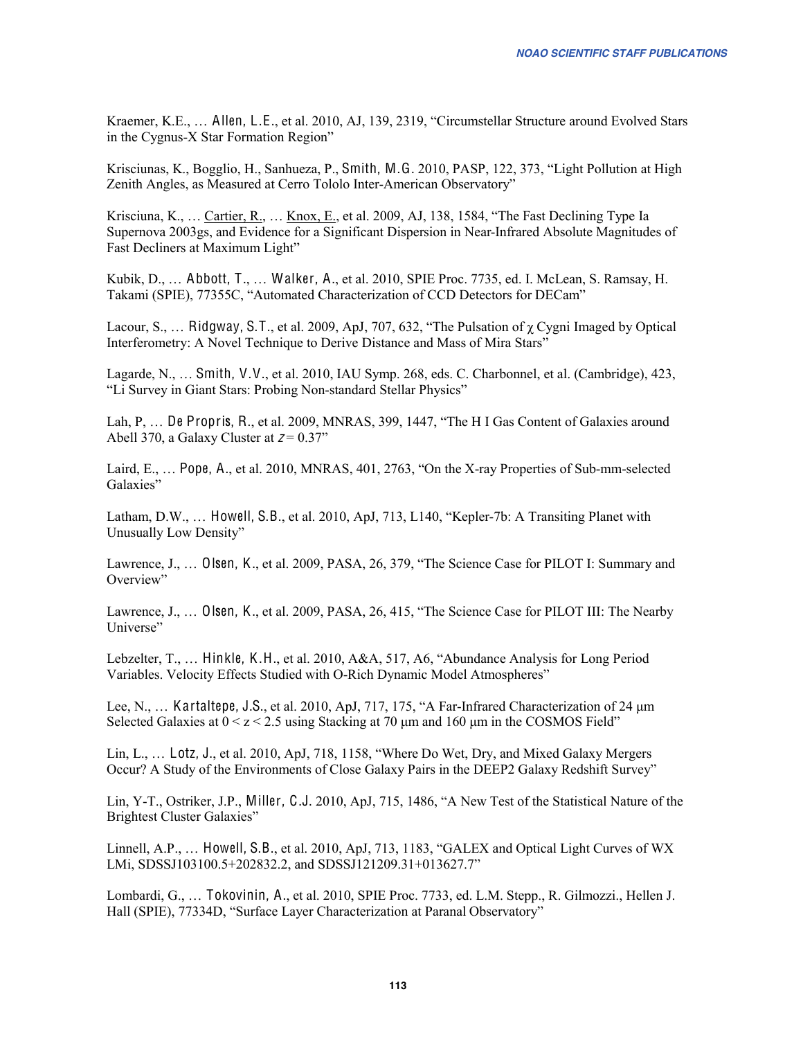Kraemer, K.E., … Allen, L.E., et al. 2010, AJ, 139, 2319, "Circumstellar Structure around Evolved Stars in the Cygnus-X Star Formation Region"

Krisciunas, K., Bogglio, H., Sanhueza, P., Smith, M.G. 2010, PASP, 122, 373, "Light Pollution at High Zenith Angles, as Measured at Cerro Tololo Inter-American Observatory"

Krisciuna, K., … Cartier, R., … Knox, E., et al. 2009, AJ, 138, 1584, "The Fast Declining Type Ia Supernova 2003gs, and Evidence for a Significant Dispersion in Near-Infrared Absolute Magnitudes of Fast Decliners at Maximum Light"

Kubik, D., … Abbott, T., … Walker, A., et al. 2010, SPIE Proc. 7735, ed. I. McLean, S. Ramsay, H. Takami (SPIE), 77355C, "Automated Characterization of CCD Detectors for DECam"

Lacour, S., … Ridgway, S.T., et al. 2009, ApJ, 707, 632, "The Pulsation of $\chi$ Cygni Imaged by Optical Interferometry: A Novel Technique to Derive Distance and Mass of Mira Stars"

Lagarde, N., … Smith, V.V., et al. 2010, IAU Symp. 268, eds. C. Charbonnel, et al. (Cambridge), 423, "Li Survey in Giant Stars: Probing Non-standard Stellar Physics"

Lah, P, … De Propris, R., et al. 2009, MNRAS, 399, 1447, "The H I Gas Content of Galaxies around Abell 370, a Galaxy Cluster at $z = 0.37$"

Laird, E., … Pope, A., et al. 2010, MNRAS, 401, 2763, "On the X-ray Properties of Sub-mm-selected Galaxies"

Latham, D.W., … Howell, S.B., et al. 2010, ApJ, 713, L140, "Kepler-7b: A Transiting Planet with Unusually Low Density"

Lawrence, J., … Olsen, K., et al. 2009, PASA, 26, 379, "The Science Case for PILOT I: Summary and Overview"

Lawrence, J., … Olsen, K., et al. 2009, PASA, 26, 415, "The Science Case for PILOT III: The Nearby Universe"

Lebzelter, T., … Hinkle, K.H., et al. 2010, A&A, 517, A6, "Abundance Analysis for Long Period Variables. Velocity Effects Studied with O-Rich Dynamic Model Atmospheres"

Lee, N., … Kartaltepe, J.S., et al. 2010, ApJ, 717, 175, "A Far-Infrared Characterization of 24 μm Selected Galaxies at $0 < z < 2.5$ using Stacking at 70 μm and 160 μm in the COSMOS Field"

Lin, L., … Lotz, J., et al. 2010, ApJ, 718, 1158, "Where Do Wet, Dry, and Mixed Galaxy Mergers Occur? A Study of the Environments of Close Galaxy Pairs in the DEEP2 Galaxy Redshift Survey"

Lin, Y-T., Ostriker, J.P., Miller, C.J. 2010, ApJ, 715, 1486, "A New Test of the Statistical Nature of the Brightest Cluster Galaxies"

Linnell, A.P., … Howell, S.B., et al. 2010, ApJ, 713, 1183, "GALEX and Optical Light Curves of WX LMi, SDSSJ103100.5+202832.2, and SDSSJ121209.31+013627.7"

Lombardi, G., … Tokovinin, A., et al. 2010, SPIE Proc. 7733, ed. L.M. Stepp., R. Gilmozzi., Hellen J. Hall (SPIE), 77334D, "Surface Layer Characterization at Paranal Observatory"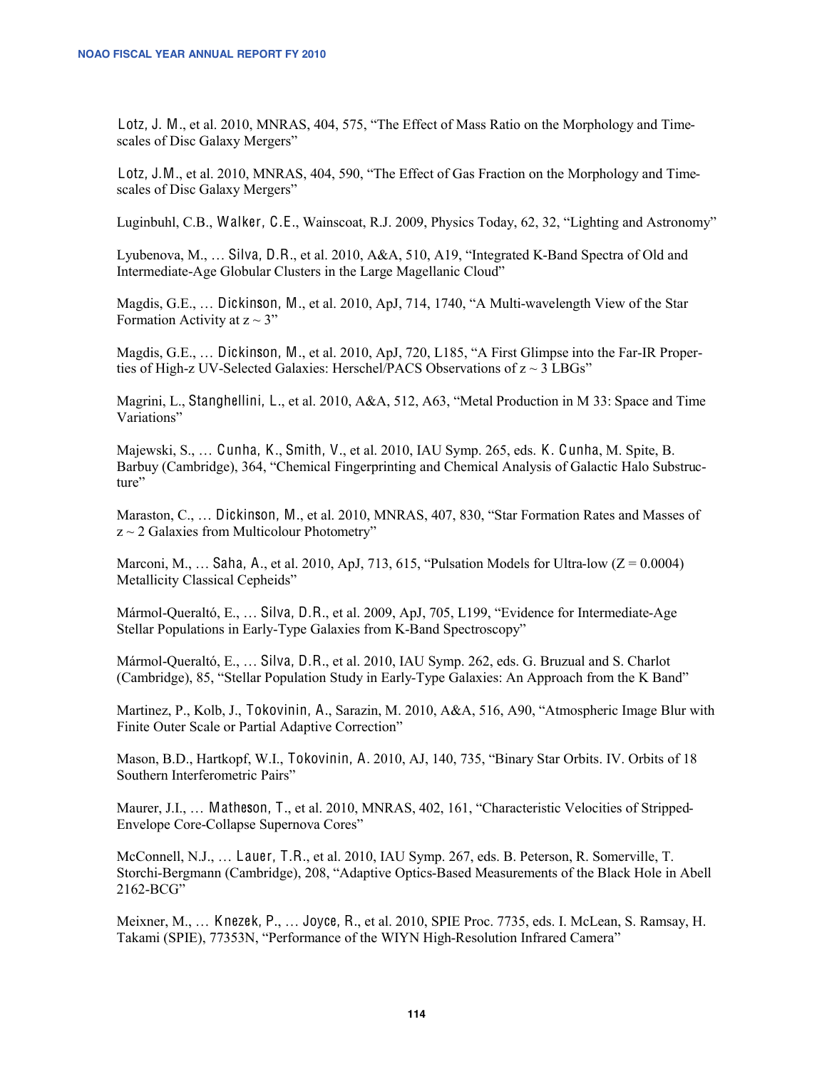Lotz, J. M., et al. 2010, MNRAS, 404, 575, "The Effect of Mass Ratio on the Morphology and Time-scales of Disc Galaxy Mergers"

Lotz, J.M., et al. 2010, MNRAS, 404, 590, "The Effect of Gas Fraction on the Morphology and Time-scales of Disc Galaxy Mergers"

Luginbuhl, C.B., Walker, C.E., Wainscoat, R.J. 2009, Physics Today, 62, 32, "Lighting and Astronomy"

Lyubenova, M., … Silva, D.R., et al. 2010, A&A, 510, A19, "Integrated K-Band Spectra of Old and Intermediate-Age Globular Clusters in the Large Magellanic Cloud"

Magdis, G.E., … Dickinson, M., et al. 2010, ApJ, 714, 1740, "A Multi-wavelength View of the Star Formation Activity at $z \sim 3$"

Magdis, G.E., … Dickinson, M., et al. 2010, ApJ, 720, L185, "A First Glimpse into the Far-IR Properties of High-z UV-Selected Galaxies: Herschel/PACS Observations of $z \sim 3$ LBGs"

Magrini, L., Stanghellini, L., et al. 2010, A&A, 512, A63, "Metal Production in M 33: Space and Time Variations"

Majewski, S., … Cunha, K., Smith, V., et al. 2010, IAU Symp. 265, eds. K. Cunha, M. Spite, B. Barbuy (Cambridge), 364, "Chemical Fingerprinting and Chemical Analysis of Galactic Halo Substructure"

Maraston, C., … Dickinson, M., et al. 2010, MNRAS, 407, 830, "Star Formation Rates and Masses of $z \sim 2$ Galaxies from Multicolour Photometry"

Marconi, M., … Saha, A., et al. 2010, ApJ, 713, 615, "Pulsation Models for Ultra-low ($Z = 0.0004$) Metallicity Classical Cepheids"

Mármol-Queraltó, E., … Silva, D.R., et al. 2009, ApJ, 705, L199, "Evidence for Intermediate-Age Stellar Populations in Early-Type Galaxies from K-Band Spectroscopy"

Mármol-Queraltó, E., … Silva, D.R., et al. 2010, IAU Symp. 262, eds. G. Bruzual and S. Charlot (Cambridge), 85, "Stellar Population Study in Early-Type Galaxies: An Approach from the K Band"

Martinez, P., Kolb, J., Tokovinin, A., Sarazin, M. 2010, A&A, 516, A90, "Atmospheric Image Blur with Finite Outer Scale or Partial Adaptive Correction"

Mason, B.D., Hartkopf, W.I., Tokovinin, A. 2010, AJ, 140, 735, "Binary Star Orbits. IV. Orbits of 18 Southern Interferometric Pairs"

Maurer, J.I., … Matheson, T., et al. 2010, MNRAS, 402, 161, "Characteristic Velocities of Stripped-Envelope Core-Collapse Supernova Cores"

McConnell, N.J., … Lauer, T.R., et al. 2010, IAU Symp. 267, eds. B. Peterson, R. Somerville, T. Storchi-Bergmann (Cambridge), 208, "Adaptive Optics-Based Measurements of the Black Hole in Abell 2162-BCG"

Meixner, M., … Knezek, P., … Joyce, R., et al. 2010, SPIE Proc. 7735, eds. I. McLean, S. Ramsay, H. Takami (SPIE), 77353N, "Performance of the WIYN High-Resolution Infrared Camera"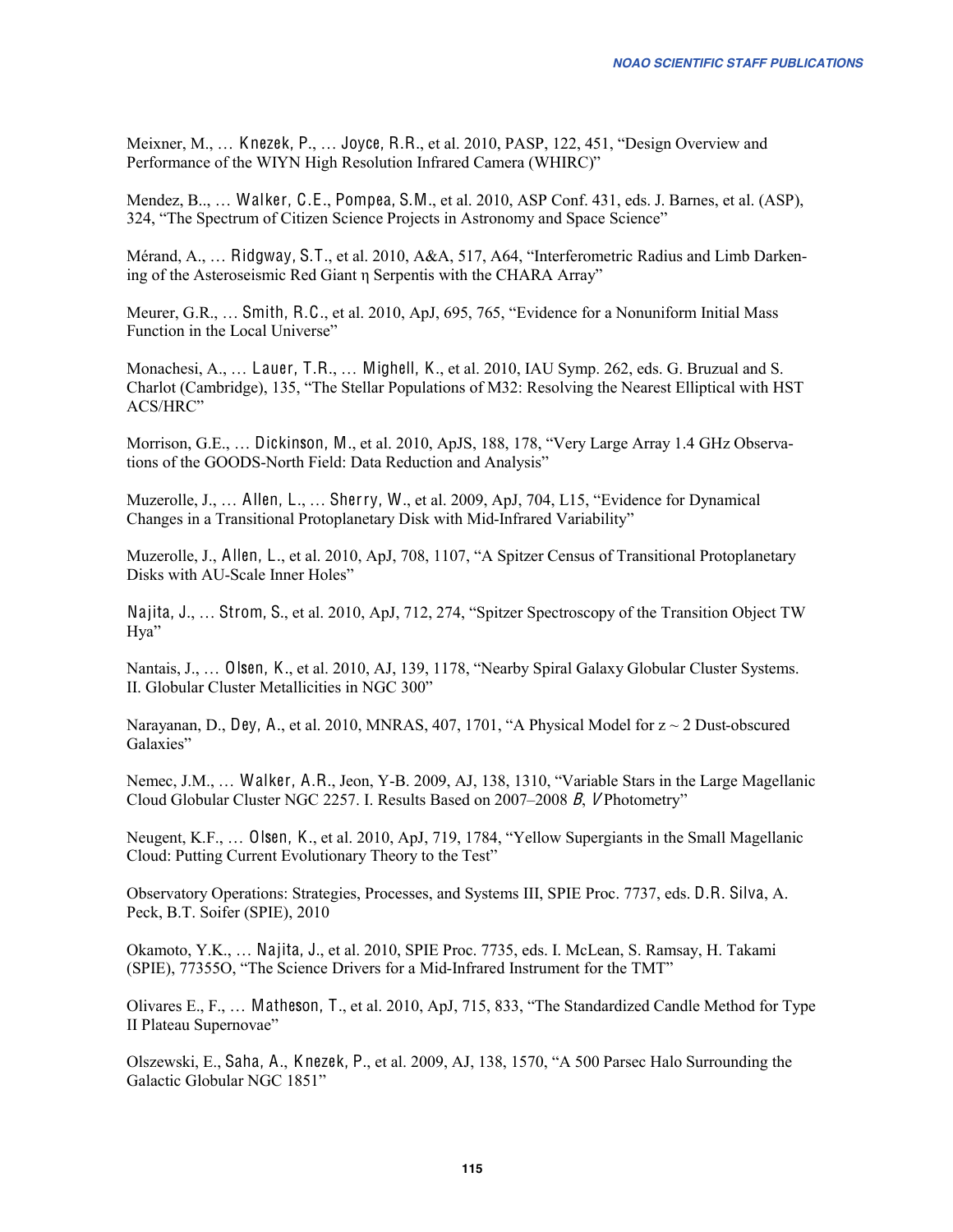Meixner, M., … Knezek, P., … Joyce, R.R., et al. 2010, PASP, 122, 451, "Design Overview and Performance of the WIYN High Resolution Infrared Camera (WHIRC)"

Mendez, B.., … Walker, C.E., Pompea, S.M., et al. 2010, ASP Conf. 431, eds. J. Barnes, et al. (ASP), 324, "The Spectrum of Citizen Science Projects in Astronomy and Space Science"

Mérand, A., … Ridgway, S.T., et al. 2010, A&A, 517, A64, "Interferometric Radius and Limb Darkening of the Asteroseismic Red Giant η Serpentis with the CHARA Array"

Meurer, G.R., … Smith, R.C., et al. 2010, ApJ, 695, 765, "Evidence for a Nonuniform Initial Mass Function in the Local Universe"

Monachesi, A., … Lauer, T.R., … Mighell, K., et al. 2010, IAU Symp. 262, eds. G. Bruzual and S. Charlot (Cambridge), 135, "The Stellar Populations of M32: Resolving the Nearest Elliptical with HST ACS/HRC"

Morrison, G.E., … Dickinson, M., et al. 2010, ApJS, 188, 178, "Very Large Array 1.4 GHz Observations of the GOODS-North Field: Data Reduction and Analysis"

Muzerolle, J., … Allen, L., … Sherry, W., et al. 2009, ApJ, 704, L15, "Evidence for Dynamical Changes in a Transitional Protoplanetary Disk with Mid-Infrared Variability"

Muzerolle, J., Allen, L., et al. 2010, ApJ, 708, 1107, "A Spitzer Census of Transitional Protoplanetary Disks with AU-Scale Inner Holes"

Najita, J., … Strom, S., et al. 2010, ApJ, 712, 274, "Spitzer Spectroscopy of the Transition Object TW Hya"

Nantais, J., … Olsen, K., et al. 2010, AJ, 139, 1178, "Nearby Spiral Galaxy Globular Cluster Systems. II. Globular Cluster Metallicities in NGC 300"

Narayanan, D., Dey, A., et al. 2010, MNRAS, 407, 1701, "A Physical Model for z ~ 2 Dust-obscured Galaxies"

Nemec, J.M., … Walker, A.R., Jeon, Y-B. 2009, AJ, 138, 1310, "Variable Stars in the Large Magellanic Cloud Globular Cluster NGC 2257. I. Results Based on 2007–2008 *B*, *V* Photometry"

Neugent, K.F., … Olsen, K., et al. 2010, ApJ, 719, 1784, "Yellow Supergiants in the Small Magellanic Cloud: Putting Current Evolutionary Theory to the Test"

Observatory Operations: Strategies, Processes, and Systems III, SPIE Proc. 7737, eds. D.R. Silva, A. Peck, B.T. Soifer (SPIE), 2010

Okamoto, Y.K., … Najita, J., et al. 2010, SPIE Proc. 7735, eds. I. McLean, S. Ramsay, H. Takami (SPIE), 77355O, "The Science Drivers for a Mid-Infrared Instrument for the TMT"

Olivares E., F., … Matheson, T., et al. 2010, ApJ, 715, 833, "The Standardized Candle Method for Type II Plateau Supernovae"

Olszewski, E., Saha, A., Knezek, P., et al. 2009, AJ, 138, 1570, "A 500 Parsec Halo Surrounding the Galactic Globular NGC 1851"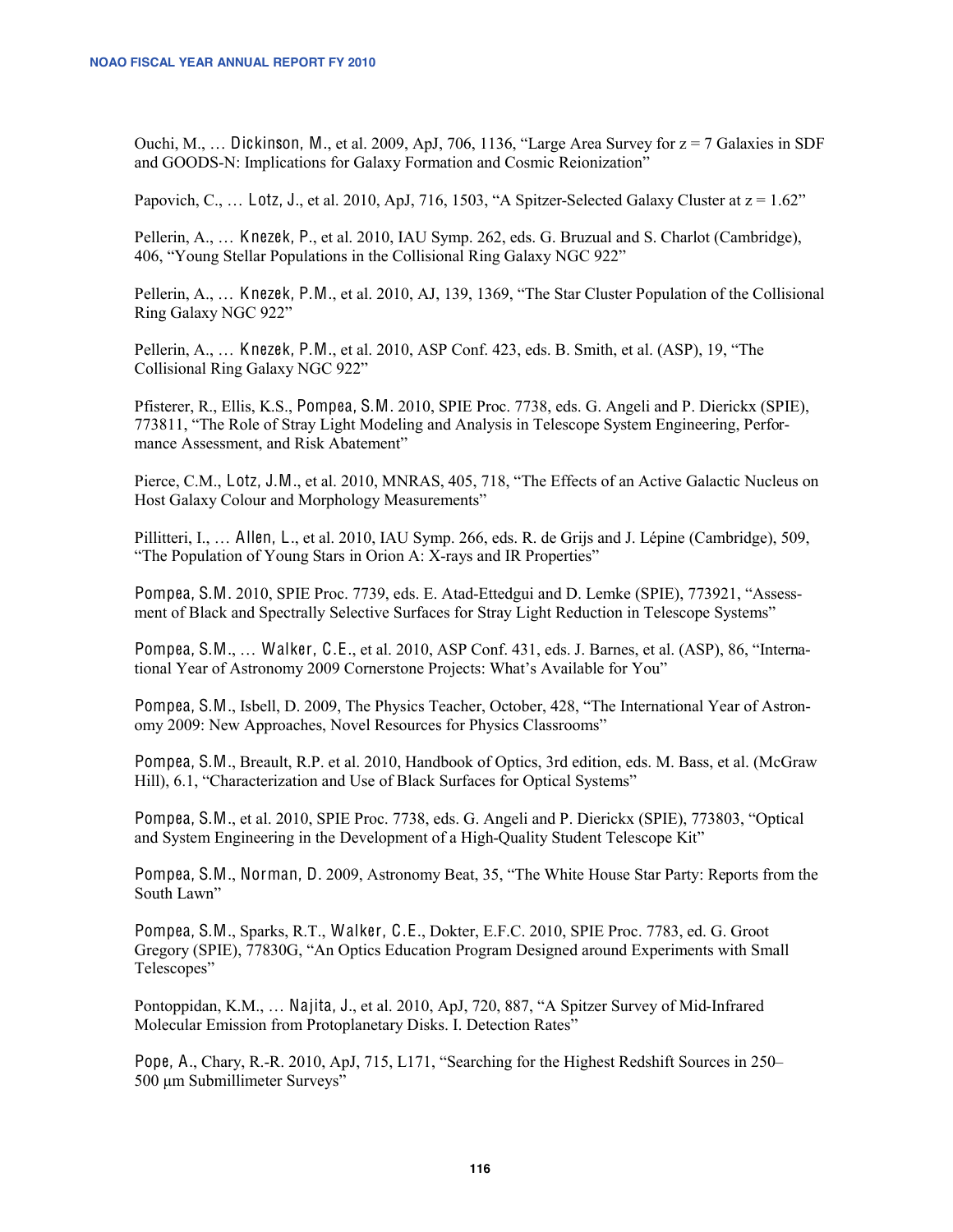Ouchi, M., … Dickinson, M., et al. 2009, ApJ, 706, 1136, “Large Area Survey for z = 7 Galaxies in SDF and GOODS-N: Implications for Galaxy Formation and Cosmic Reionization”

Papovich, C., … Lotz, J., et al. 2010, ApJ, 716, 1503, “A Spitzer-Selected Galaxy Cluster at z = 1.62”

Pellerin, A., … Knezek, P., et al. 2010, IAU Symp. 262, eds. G. Bruzual and S. Charlot (Cambridge), 406, “Young Stellar Populations in the Collisional Ring Galaxy NGC 922”

Pellerin, A., … Knezek, P.M., et al. 2010, AJ, 139, 1369, “The Star Cluster Population of the Collisional Ring Galaxy NGC 922”

Pellerin, A., … Knezek, P.M., et al. 2010, ASP Conf. 423, eds. B. Smith, et al. (ASP), 19, “The Collisional Ring Galaxy NGC 922”

Pfisterer, R., Ellis, K.S., Pompea, S.M. 2010, SPIE Proc. 7738, eds. G. Angeli and P. Dierickx (SPIE), 773811, “The Role of Stray Light Modeling and Analysis in Telescope System Engineering, Performance Assessment, and Risk Abatement”

Pierce, C.M., Lotz, J.M., et al. 2010, MNRAS, 405, 718, “The Effects of an Active Galactic Nucleus on Host Galaxy Colour and Morphology Measurements”

Pillitteri, I., … Allen, L., et al. 2010, IAU Symp. 266, eds. R. de Grijs and J. Lépine (Cambridge), 509, “The Population of Young Stars in Orion A: X-rays and IR Properties”

Pompea, S.M. 2010, SPIE Proc. 7739, eds. E. Atad-Ettedgui and D. Lemke (SPIE), 773921, “Assessment of Black and Spectrally Selective Surfaces for Stray Light Reduction in Telescope Systems”

Pompea, S.M., … Walker, C.E., et al. 2010, ASP Conf. 431, eds. J. Barnes, et al. (ASP), 86, “International Year of Astronomy 2009 Cornerstone Projects: What’s Available for You”

Pompea, S.M., Isbell, D. 2009, The Physics Teacher, October, 428, “The International Year of Astronomy 2009: New Approaches, Novel Resources for Physics Classrooms”

Pompea, S.M., Breault, R.P. et al. 2010, Handbook of Optics, 3rd edition, eds. M. Bass, et al. (McGraw Hill), 6.1, “Characterization and Use of Black Surfaces for Optical Systems”

Pompea, S.M., et al. 2010, SPIE Proc. 7738, eds. G. Angeli and P. Dierickx (SPIE), 773803, “Optical and System Engineering in the Development of a High-Quality Student Telescope Kit”

Pompea, S.M., Norman, D. 2009, Astronomy Beat, 35, “The White House Star Party: Reports from the South Lawn”

Pompea, S.M., Sparks, R.T., Walker, C.E., Dokter, E.F.C. 2010, SPIE Proc. 7783, ed. G. Groot Gregory (SPIE), 77830G, “An Optics Education Program Designed around Experiments with Small Telescopes”

Pontoppidan, K.M., … Najita, J., et al. 2010, ApJ, 720, 887, “A Spitzer Survey of Mid-Infrared Molecular Emission from Protoplanetary Disks. I. Detection Rates”

Pope, A., Chary, R.-R. 2010, ApJ, 715, L171, “Searching for the Highest Redshift Sources in 250–500 µm Submillimeter Surveys”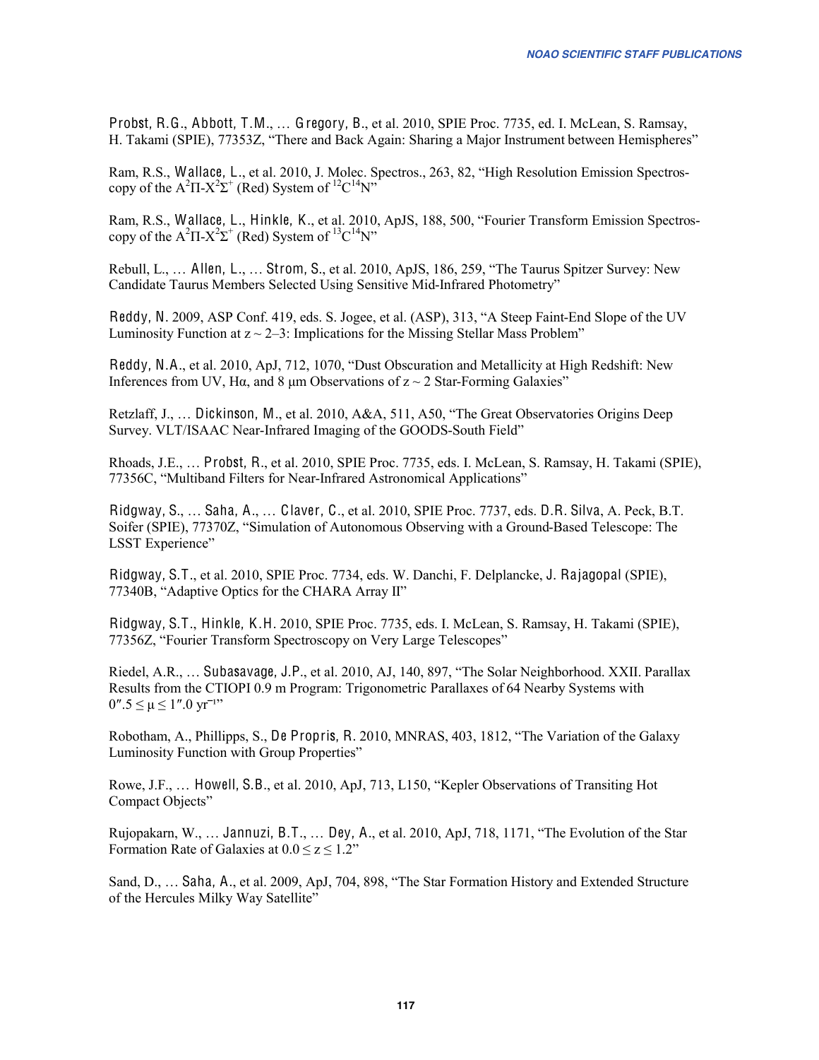Probst, R.G., Abbott, T.M., … Gregory, B., et al. 2010, SPIE Proc. 7735, ed. I. McLean, S. Ramsay, H. Takami (SPIE), 77353Z, "There and Back Again: Sharing a Major Instrument between Hemispheres"

Ram, R.S., Wallace, L., et al. 2010, J. Molec. Spectros., 263, 82, "High Resolution Emission Spectroscopy of the $A^2\Pi$-$X^2\Sigma^+$ (Red) System of $^{12}C^{14}N$"

Ram, R.S., Wallace, L., Hinkle, K., et al. 2010, ApJS, 188, 500, "Fourier Transform Emission Spectroscopy of the $A^2\Pi$-$X^2\Sigma^+$ (Red) System of $^{13}C^{14}N$"

Rebull, L., … Allen, L., … Strom, S., et al. 2010, ApJS, 186, 259, "The Taurus Spitzer Survey: New Candidate Taurus Members Selected Using Sensitive Mid-Infrared Photometry"

Reddy, N. 2009, ASP Conf. 419, eds. S. Jogee, et al. (ASP), 313, "A Steep Faint-End Slope of the UV Luminosity Function at $z \sim 2$–3: Implications for the Missing Stellar Mass Problem"

Reddy, N.A., et al. 2010, ApJ, 712, 1070, "Dust Obscuration and Metallicity at High Redshift: New Inferences from UV, Hα, and 8 μm Observations of $z \sim 2$ Star-Forming Galaxies"

Retzlaff, J., … Dickinson, M., et al. 2010, A&A, 511, A50, "The Great Observatories Origins Deep Survey. VLT/ISAAC Near-Infrared Imaging of the GOODS-South Field"

Rhoads, J.E., … Probst, R., et al. 2010, SPIE Proc. 7735, eds. I. McLean, S. Ramsay, H. Takami (SPIE), 77356C, "Multiband Filters for Near-Infrared Astronomical Applications"

Ridgway, S., … Saha, A., … Claver, C., et al. 2010, SPIE Proc. 7737, eds. D.R. Silva, A. Peck, B.T. Soifer (SPIE), 77370Z, "Simulation of Autonomous Observing with a Ground-Based Telescope: The LSST Experience"

Ridgway, S.T., et al. 2010, SPIE Proc. 7734, eds. W. Danchi, F. Delplancke, J. Rajagopal (SPIE), 77340B, "Adaptive Optics for the CHARA Array II"

Ridgway, S.T., Hinkle, K.H. 2010, SPIE Proc. 7735, eds. I. McLean, S. Ramsay, H. Takami (SPIE), 77356Z, "Fourier Transform Spectroscopy on Very Large Telescopes"

Riedel, A.R., … Subasavage, J.P., et al. 2010, AJ, 140, 897, "The Solar Neighborhood. XXII. Parallax Results from the CTIOPI 0.9 m Program: Trigonometric Parallaxes of 64 Nearby Systems with $0''.5 \leq \mu \leq 1''.0$ yr$^{-1}$"

Robotham, A., Phillipps, S., De Propris, R. 2010, MNRAS, 403, 1812, "The Variation of the Galaxy Luminosity Function with Group Properties"

Rowe, J.F., … Howell, S.B., et al. 2010, ApJ, 713, L150, "Kepler Observations of Transiting Hot Compact Objects"

Rujopakarn, W., … Jannuzi, B.T., … Dey, A., et al. 2010, ApJ, 718, 1171, "The Evolution of the Star Formation Rate of Galaxies at $0.0 \leq z \leq 1.2$"

Sand, D., … Saha, A., et al. 2009, ApJ, 704, 898, "The Star Formation History and Extended Structure of the Hercules Milky Way Satellite"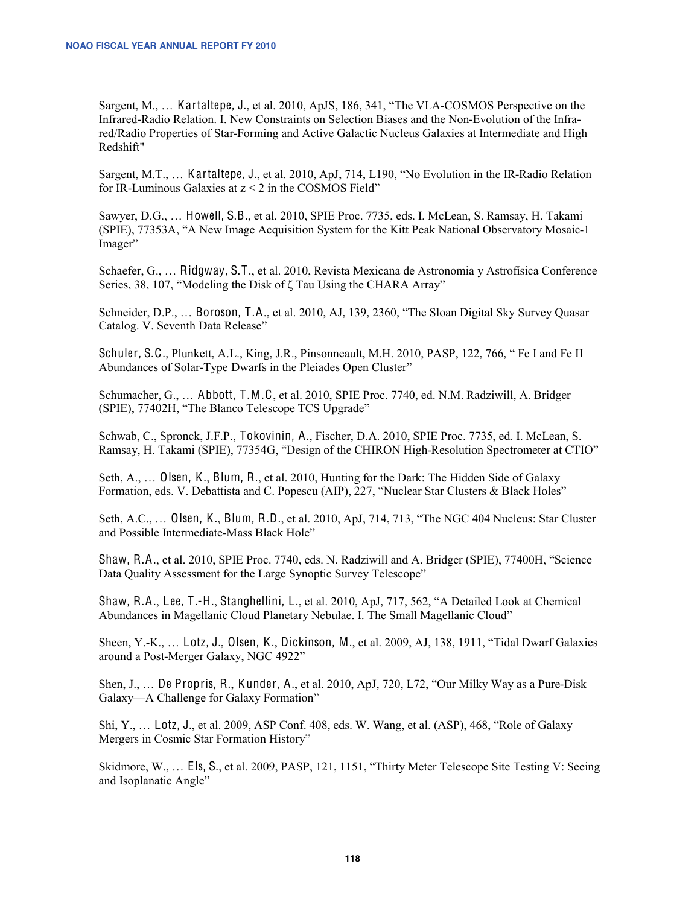Sargent, M., … Kartaltepe, J., et al. 2010, ApJS, 186, 341, “The VLA-COSMOS Perspective on the Infrared-Radio Relation. I. New Constraints on Selection Biases and the Non-Evolution of the Infra-red/Radio Properties of Star-Forming and Active Galactic Nucleus Galaxies at Intermediate and High Redshift"

Sargent, M.T., … Kartaltepe, J., et al. 2010, ApJ, 714, L190, “No Evolution in the IR-Radio Relation for IR-Luminous Galaxies at z < 2 in the COSMOS Field”

Sawyer, D.G., … Howell, S.B., et al. 2010, SPIE Proc. 7735, eds. I. McLean, S. Ramsay, H. Takami (SPIE), 77353A, “A New Image Acquisition System for the Kitt Peak National Observatory Mosaic-1 Imager”

Schaefer, G., … Ridgway, S.T., et al. 2010, Revista Mexicana de Astronomia y Astrofísica Conference Series, 38, 107, “Modeling the Disk of ζ Tau Using the CHARA Array”

Schneider, D.P., … Boroson, T.A., et al. 2010, AJ, 139, 2360, “The Sloan Digital Sky Survey Quasar Catalog. V. Seventh Data Release”

Schuler, S.C., Plunkett, A.L., King, J.R., Pinsonneault, M.H. 2010, PASP, 122, 766, “ Fe I and Fe II Abundances of Solar-Type Dwarfs in the Pleiades Open Cluster”

Schumacher, G., … Abbott, T.M.C, et al. 2010, SPIE Proc. 7740, ed. N.M. Radziwill, A. Bridger (SPIE), 77402H, “The Blanco Telescope TCS Upgrade”

Schwab, C., Spronck, J.F.P., Tokovinin, A., Fischer, D.A. 2010, SPIE Proc. 7735, ed. I. McLean, S. Ramsay, H. Takami (SPIE), 77354G, “Design of the CHIRON High-Resolution Spectrometer at CTIO”

Seth, A., … Olsen, K., Blum, R., et al. 2010, Hunting for the Dark: The Hidden Side of Galaxy Formation, eds. V. Debattista and C. Popescu (AIP), 227, “Nuclear Star Clusters & Black Holes”

Seth, A.C., … Olsen, K., Blum, R.D., et al. 2010, ApJ, 714, 713, “The NGC 404 Nucleus: Star Cluster and Possible Intermediate-Mass Black Hole”

Shaw, R.A., et al. 2010, SPIE Proc. 7740, eds. N. Radziwill and A. Bridger (SPIE), 77400H, “Science Data Quality Assessment for the Large Synoptic Survey Telescope”

Shaw, R.A., Lee, T.-H., Stanghellini, L., et al. 2010, ApJ, 717, 562, “A Detailed Look at Chemical Abundances in Magellanic Cloud Planetary Nebulae. I. The Small Magellanic Cloud”

Sheen, Y.-K., … Lotz, J., Olsen, K., Dickinson, M., et al. 2009, AJ, 138, 1911, “Tidal Dwarf Galaxies around a Post-Merger Galaxy, NGC 4922”

Shen, J., … De Propris, R., Kunder, A., et al. 2010, ApJ, 720, L72, “Our Milky Way as a Pure-Disk Galaxy—A Challenge for Galaxy Formation”

Shi, Y., … Lotz, J., et al. 2009, ASP Conf. 408, eds. W. Wang, et al. (ASP), 468, “Role of Galaxy Mergers in Cosmic Star Formation History”

Skidmore, W., … Els, S., et al. 2009, PASP, 121, 1151, “Thirty Meter Telescope Site Testing V: Seeing and Isoplanatic Angle”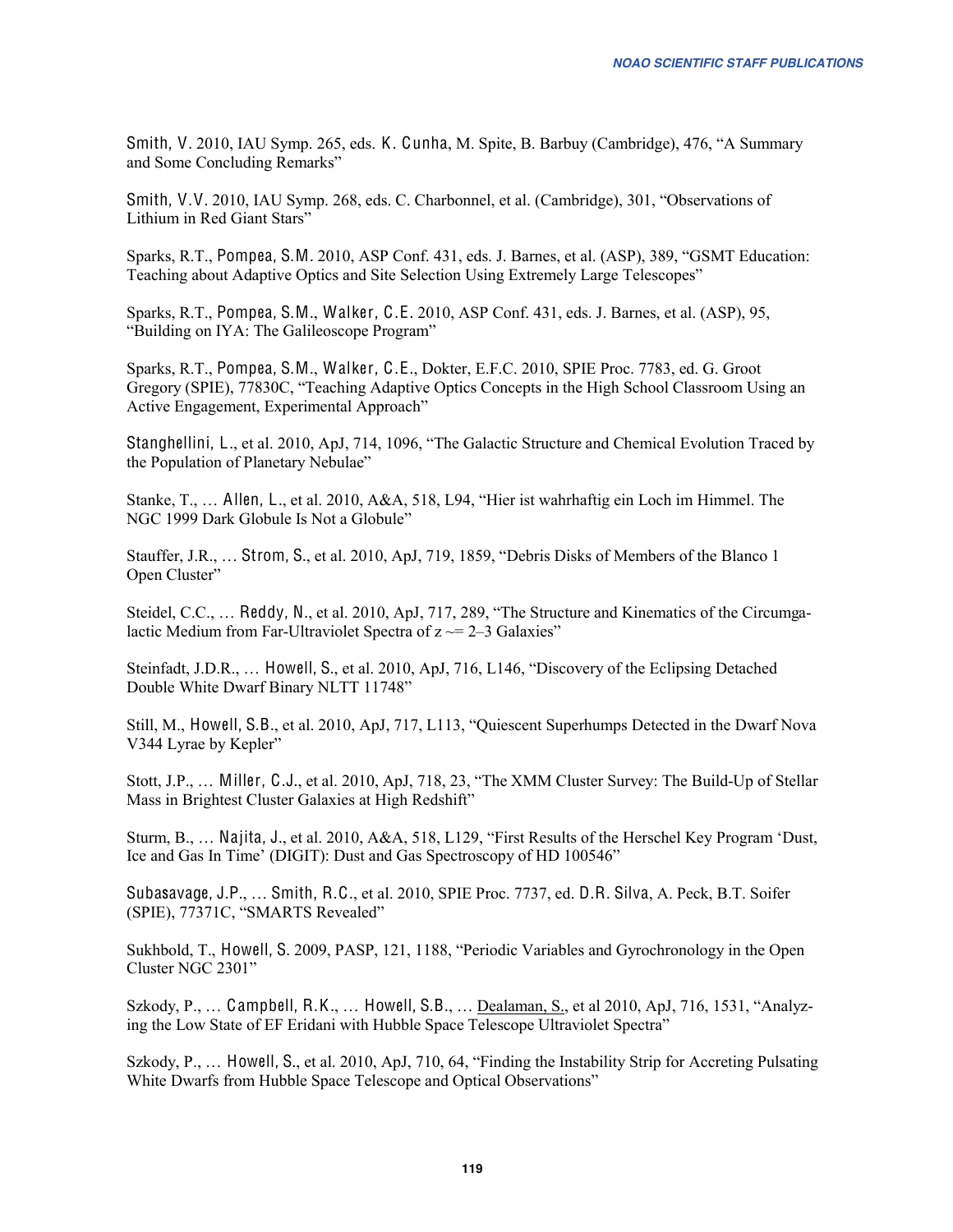Smith, V. 2010, IAU Symp. 265, eds. K. Cunha, M. Spite, B. Barbuy (Cambridge), 476, "A Summary and Some Concluding Remarks"

Smith, V.V. 2010, IAU Symp. 268, eds. C. Charbonnel, et al. (Cambridge), 301, "Observations of Lithium in Red Giant Stars"

Sparks, R.T., Pompea, S.M. 2010, ASP Conf. 431, eds. J. Barnes, et al. (ASP), 389, "GSMT Education: Teaching about Adaptive Optics and Site Selection Using Extremely Large Telescopes"

Sparks, R.T., Pompea, S.M., Walker, C.E. 2010, ASP Conf. 431, eds. J. Barnes, et al. (ASP), 95, "Building on IYA: The Galileoscope Program"

Sparks, R.T., Pompea, S.M., Walker, C.E., Dokter, E.F.C. 2010, SPIE Proc. 7783, ed. G. Groot Gregory (SPIE), 77830C, "Teaching Adaptive Optics Concepts in the High School Classroom Using an Active Engagement, Experimental Approach"

Stanghellini, L., et al. 2010, ApJ, 714, 1096, "The Galactic Structure and Chemical Evolution Traced by the Population of Planetary Nebulae"

Stanke, T., … Allen, L., et al. 2010, A&A, 518, L94, "Hier ist wahrhaftig ein Loch im Himmel. The NGC 1999 Dark Globule Is Not a Globule"

Stauffer, J.R., … Strom, S., et al. 2010, ApJ, 719, 1859, "Debris Disks of Members of the Blanco 1 Open Cluster"

Steidel, C.C., … Reddy, N., et al. 2010, ApJ, 717, 289, "The Structure and Kinematics of the Circumgalactic Medium from Far-Ultraviolet Spectra of z ~= 2–3 Galaxies"

Steinfadt, J.D.R., … Howell, S., et al. 2010, ApJ, 716, L146, "Discovery of the Eclipsing Detached Double White Dwarf Binary NLTT 11748"

Still, M., Howell, S.B., et al. 2010, ApJ, 717, L113, "Quiescent Superhumps Detected in the Dwarf Nova V344 Lyrae by Kepler"

Stott, J.P., … Miller, C.J., et al. 2010, ApJ, 718, 23, "The XMM Cluster Survey: The Build-Up of Stellar Mass in Brightest Cluster Galaxies at High Redshift"

Sturm, B., … Najita, J., et al. 2010, A&A, 518, L129, "First Results of the Herschel Key Program 'Dust, Ice and Gas In Time' (DIGIT): Dust and Gas Spectroscopy of HD 100546"

Subasavage, J.P., … Smith, R.C., et al. 2010, SPIE Proc. 7737, ed. D.R. Silva, A. Peck, B.T. Soifer (SPIE), 77371C, "SMARTS Revealed"

Sukhbold, T., Howell, S. 2009, PASP, 121, 1188, "Periodic Variables and Gyrochronology in the Open Cluster NGC 2301"

Szkody, P., … Campbell, R.K., … Howell, S.B., … Dealaman, S., et al 2010, ApJ, 716, 1531, "Analyzing the Low State of EF Eridani with Hubble Space Telescope Ultraviolet Spectra"

Szkody, P., … Howell, S., et al. 2010, ApJ, 710, 64, "Finding the Instability Strip for Accreting Pulsating White Dwarfs from Hubble Space Telescope and Optical Observations"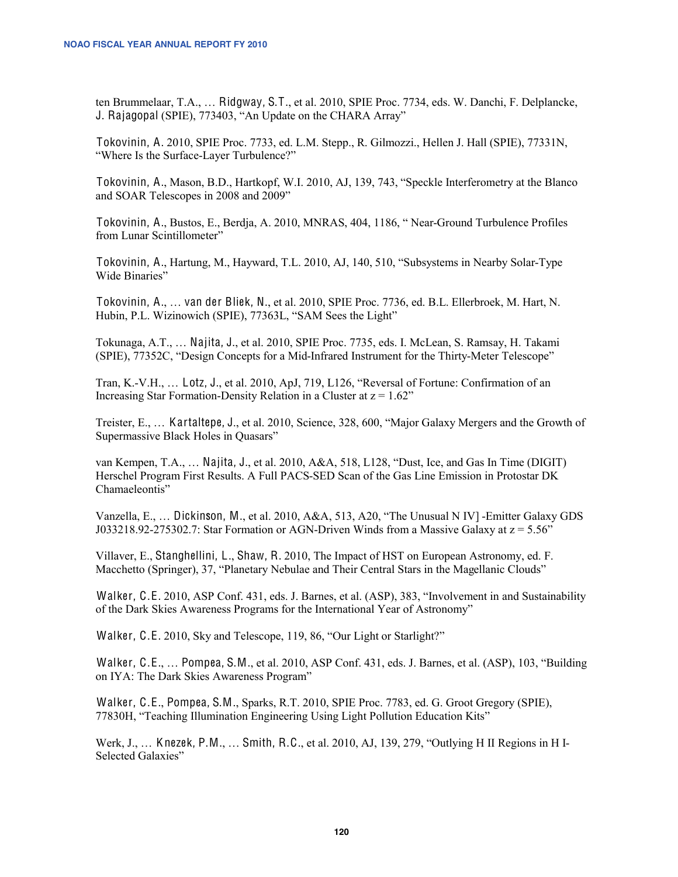ten Brummelaar, T.A., … Ridgway, S.T., et al. 2010, SPIE Proc. 7734, eds. W. Danchi, F. Delplancke, J. Rajagopal (SPIE), 773403, "An Update on the CHARA Array"

Tokovinin, A. 2010, SPIE Proc. 7733, ed. L.M. Stepp., R. Gilmozzi., Hellen J. Hall (SPIE), 77331N, "Where Is the Surface-Layer Turbulence?"

Tokovinin, A., Mason, B.D., Hartkopf, W.I. 2010, AJ, 139, 743, "Speckle Interferometry at the Blanco and SOAR Telescopes in 2008 and 2009"

Tokovinin, A., Bustos, E., Berdja, A. 2010, MNRAS, 404, 1186, " Near-Ground Turbulence Profiles from Lunar Scintillometer"

Tokovinin, A., Hartung, M., Hayward, T.L. 2010, AJ, 140, 510, "Subsystems in Nearby Solar-Type Wide Binaries"

Tokovinin, A., … van der Bliek, N., et al. 2010, SPIE Proc. 7736, ed. B.L. Ellerbroek, M. Hart, N. Hubin, P.L. Wizinowich (SPIE), 77363L, "SAM Sees the Light"

Tokunaga, A.T., … Najita, J., et al. 2010, SPIE Proc. 7735, eds. I. McLean, S. Ramsay, H. Takami (SPIE), 77352C, "Design Concepts for a Mid-Infrared Instrument for the Thirty-Meter Telescope"

Tran, K.-V.H., … Lotz, J., et al. 2010, ApJ, 719, L126, "Reversal of Fortune: Confirmation of an Increasing Star Formation-Density Relation in a Cluster at z = 1.62"

Treister, E., … Kartaltepe, J., et al. 2010, Science, 328, 600, "Major Galaxy Mergers and the Growth of Supermassive Black Holes in Quasars"

van Kempen, T.A., … Najita, J., et al. 2010, A&A, 518, L128, "Dust, Ice, and Gas In Time (DIGIT) Herschel Program First Results. A Full PACS-SED Scan of the Gas Line Emission in Protostar DK Chamaeleontis"

Vanzella, E., … Dickinson, M., et al. 2010, A&A, 513, A20, "The Unusual N IV] -Emitter Galaxy GDS J033218.92-275302.7: Star Formation or AGN-Driven Winds from a Massive Galaxy at z = 5.56"

Villaver, E., Stanghellini, L., Shaw, R. 2010, The Impact of HST on European Astronomy, ed. F. Macchetto (Springer), 37, "Planetary Nebulae and Their Central Stars in the Magellanic Clouds"

Walker, C.E. 2010, ASP Conf. 431, eds. J. Barnes, et al. (ASP), 383, "Involvement in and Sustainability of the Dark Skies Awareness Programs for the International Year of Astronomy"

Walker, C.E. 2010, Sky and Telescope, 119, 86, "Our Light or Starlight?"

Walker, C.E., … Pompea, S.M., et al. 2010, ASP Conf. 431, eds. J. Barnes, et al. (ASP), 103, "Building on IYA: The Dark Skies Awareness Program"

Walker, C.E., Pompea, S.M., Sparks, R.T. 2010, SPIE Proc. 7783, ed. G. Groot Gregory (SPIE), 77830H, "Teaching Illumination Engineering Using Light Pollution Education Kits"

Werk, J., … Knezek, P.M., … Smith, R.C., et al. 2010, AJ, 139, 279, "Outlying H II Regions in H I-Selected Galaxies"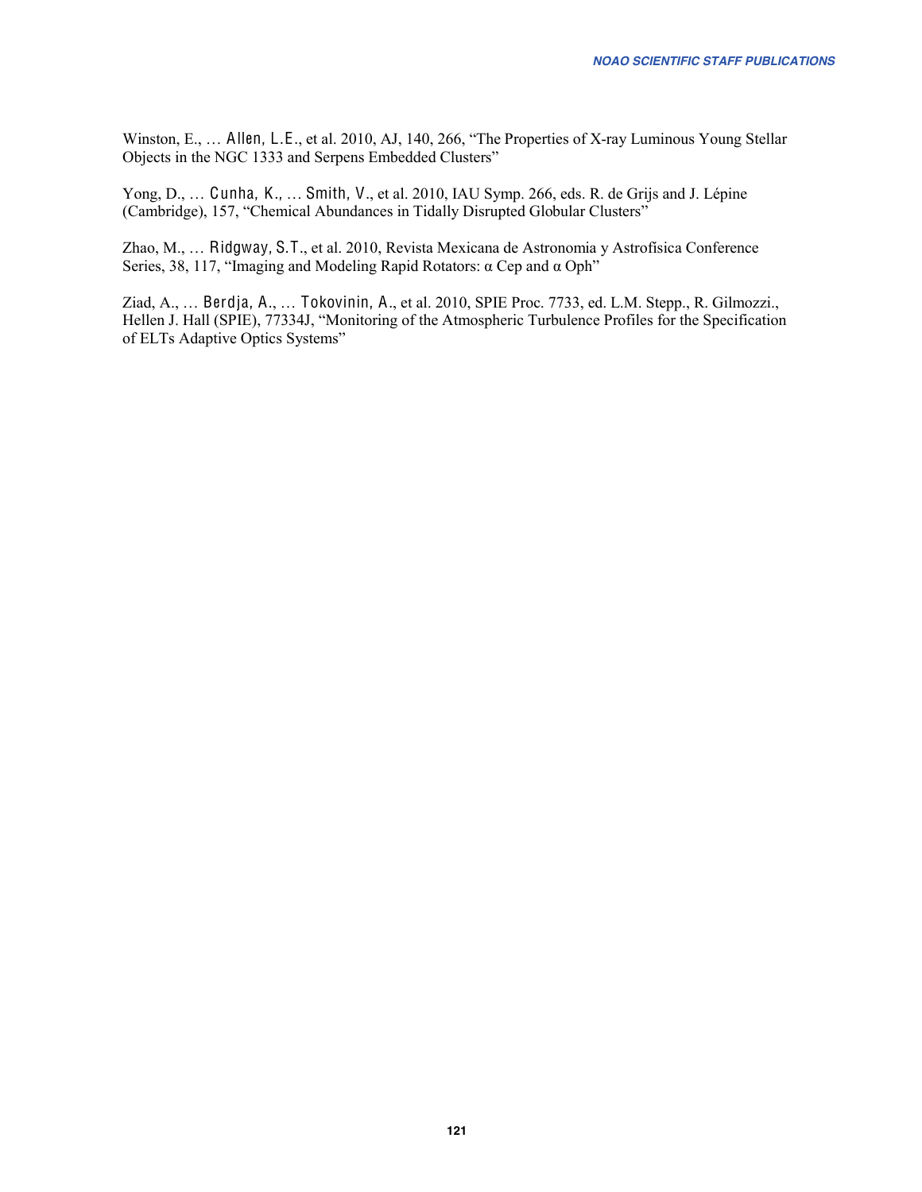Winston, E., … Allen, L.E., et al. 2010, AJ, 140, 266, “The Properties of X-ray Luminous Young Stellar Objects in the NGC 1333 and Serpens Embedded Clusters”

Yong, D., … Cunha, K., … Smith, V., et al. 2010, IAU Symp. 266, eds. R. de Grijs and J. Lépine (Cambridge), 157, “Chemical Abundances in Tidally Disrupted Globular Clusters”

Zhao, M., … Ridgway, S.T., et al. 2010, Revista Mexicana de Astronomia y Astrofisica Conference Series, 38, 117, “Imaging and Modeling Rapid Rotators: α Cep and α Oph”

Ziad, A., … Berdja, A., … Tokovinin, A., et al. 2010, SPIE Proc. 7733, ed. L.M. Stepp., R. Gilmozzi., Hellen J. Hall (SPIE), 77334J, “Monitoring of the Atmospheric Turbulence Profiles for the Specification of ELTs Adaptive Optics Systems”